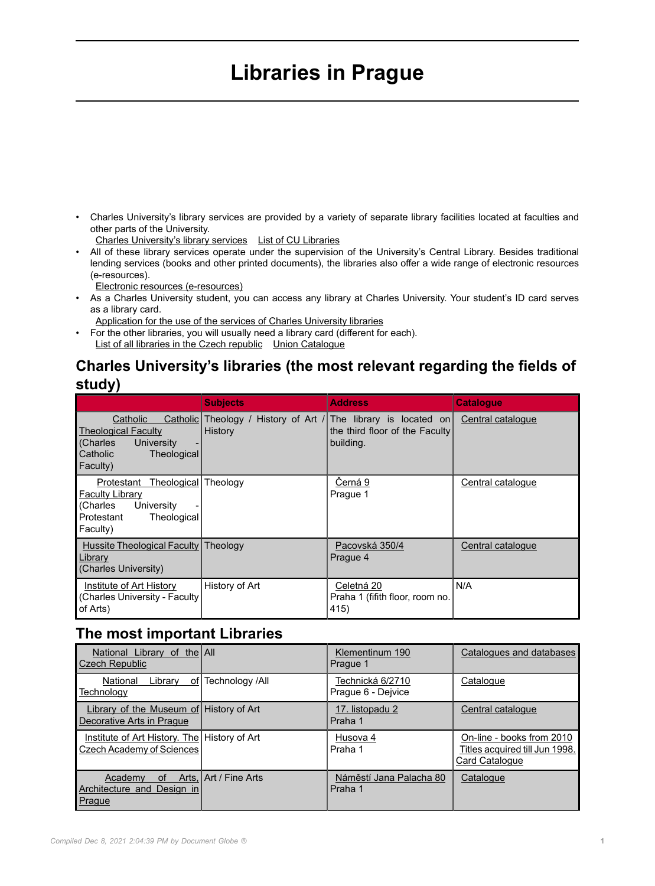# Libraries in Prague

- Charles University's library services are provided by a variety of separate library facilities located at faculties and other parts of the University.
  Charles University's library services   List of CU Libraries
- All of these library services operate under the supervision of the University's Central Library. Besides traditional lending services (books and other printed documents), the libraries also offer a wide range of electronic resources (e-resources).
  Electronic resources (e-resources)
- As a Charles University student, you can access any library at Charles University. Your student's ID card serves as a library card.
  Application for the use of the services of Charles University libraries
- For the other libraries, you will usually need a library card (different for each).
  List of all libraries in the Czech republic   Union Catalogue

## Charles University's libraries (the most relevant regarding the fields of study)

| | Subjects | Address | Catalogue |
|---|---|---|---|
| Catholic Catholic Theological Faculty (Charles University - Catholic Theological Faculty) | Theology / History of Art / History | The library is located on the third floor of the Faculty building. | Central catalogue |
| Protestant Theological Faculty Library (Charles University - Protestant Theological Faculty) | Theology | Černá 9 Prague 1 | Central catalogue |
| Hussite Theological Faculty Library (Charles University) | Theology | Pacovská 350/4 Prague 4 | Central catalogue |
| Institute of Art History (Charles University - Faculty of Arts) | History of Art | Celetná 20 Praha 1 (fifith floor, room no. 415) | N/A |

## The most important Libraries

| | | | |
|---|---|---|---|
| National Library of the Czech Republic | All | Klementinum 190 Prague 1 | Catalogues and databases |
| National Library of Technology | Technology /All | Technická 6/2710 Prague 6 - Dejvice | Catalogue |
| Library of the Museum of Decorative Arts in Prague | History of Art | 17. listopadu 2 Praha 1 | Central catalogue |
| Institute of Art History. The Czech Academy of Sciences | History of Art | Husova 4 Praha 1 | On-line - books from 2010 Titles acquired till Jun 1998. Card Catalogue |
| Academy of Arts, Architecture and Design in Prague | Art / Fine Arts | Náměstí Jana Palacha 80 Praha 1 | Catalogue |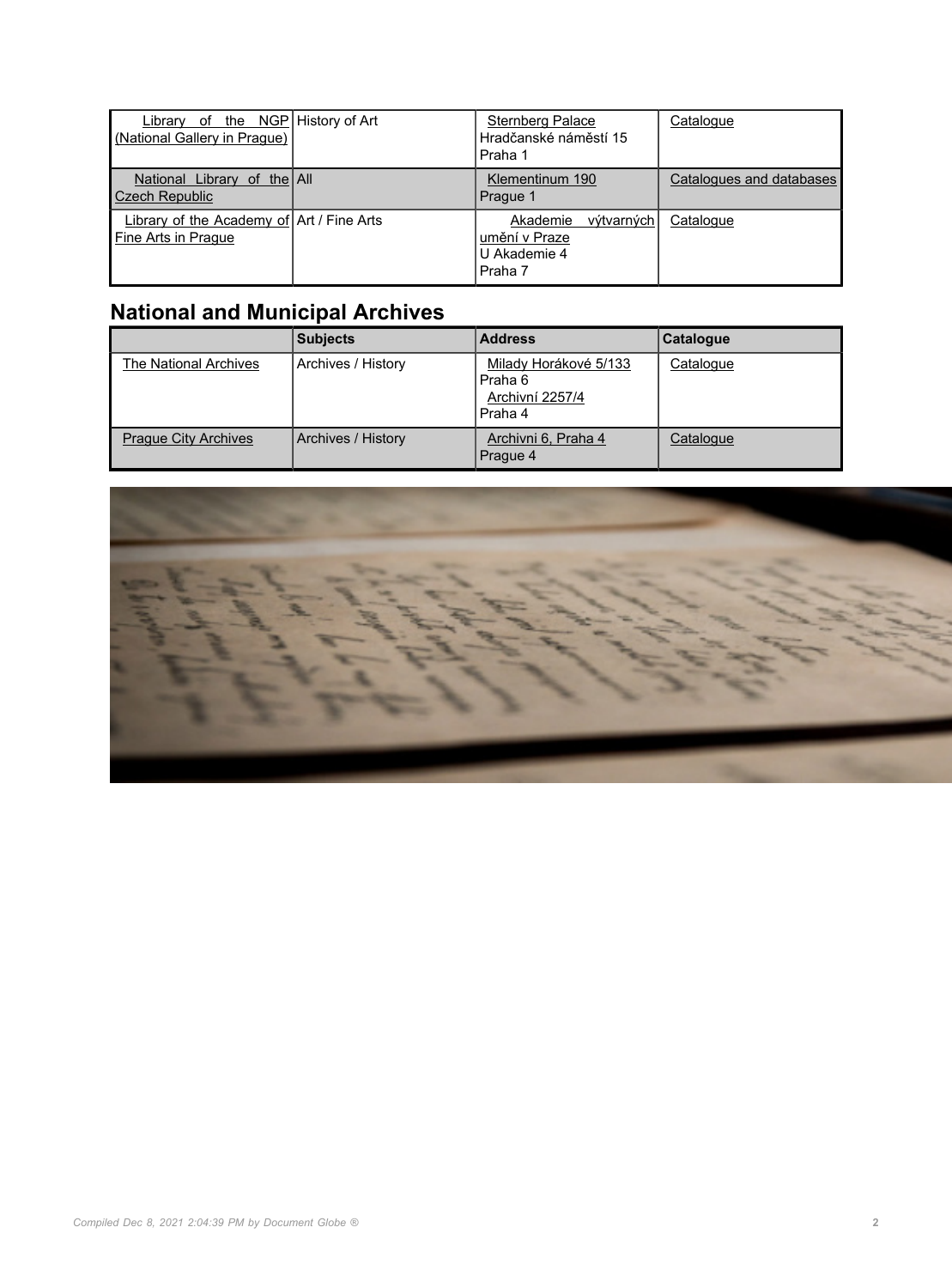| | | | |
|---|---|---|---|
| Library of the NGP (National Gallery in Prague) | History of Art | Sternberg Palace<br>Hradčanské náměstí 15<br>Praha 1 | Catalogue |
| National Library of the Czech Republic | All | Klementinum 190<br>Prague 1 | Catalogues and databases |
| Library of the Academy of Fine Arts in Prague | Art / Fine Arts | Akademie výtvarných umění v Praze<br>U Akademie 4<br>Praha 7 | Catalogue |

## National and Municipal Archives

| | Subjects | Address | Catalogue |
|---|---|---|---|
| The National Archives | Archives / History | Milady Horákové 5/133<br>Praha 6<br>Archivní 2257/4<br>Praha 4 | Catalogue |
| Prague City Archives | Archives / History | Archivni 6, Praha 4<br>Prague 4 | Catalogue |